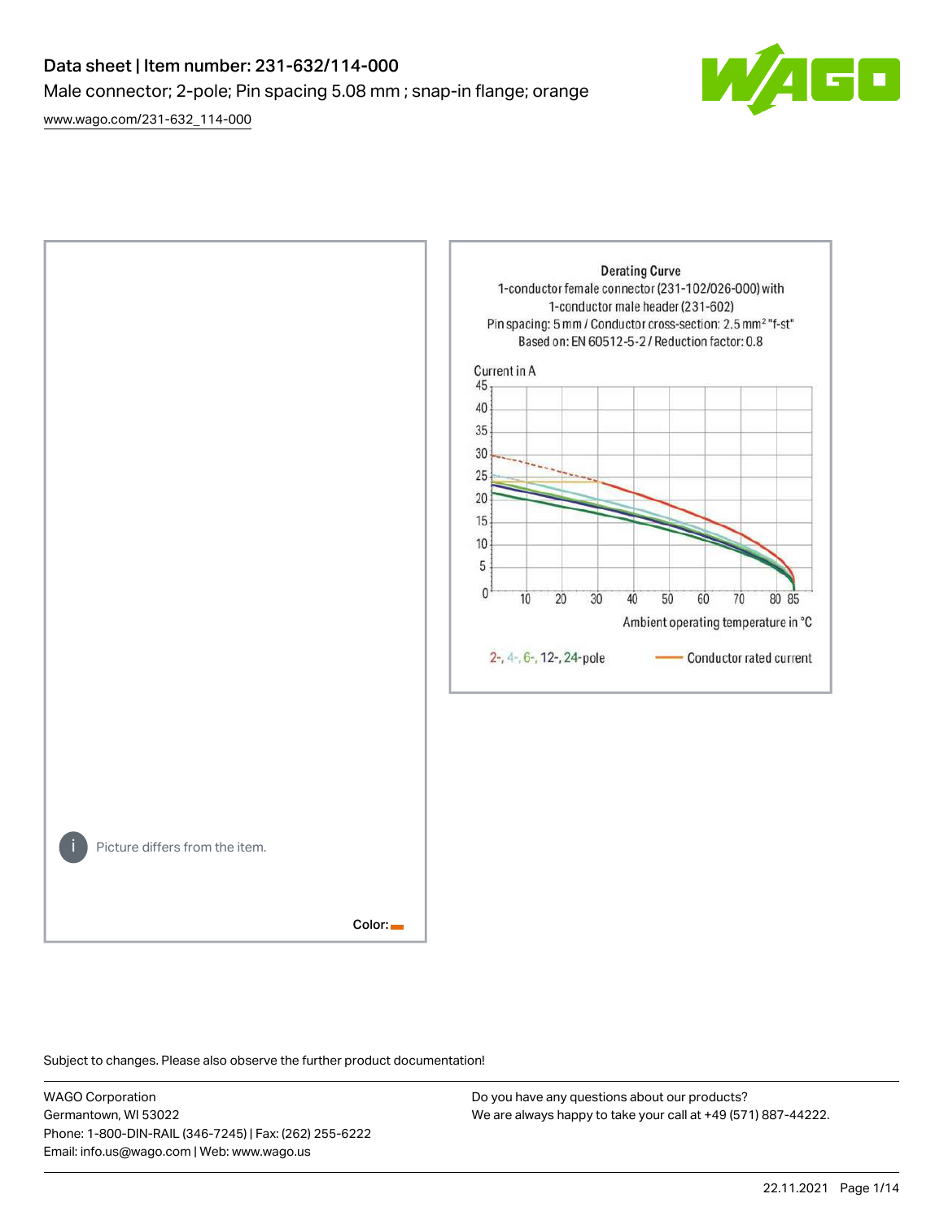# Data sheet | Item number: 231-632/114-000

Male connector; 2-pole; Pin spacing 5.08 mm ; snap-in flange; orange

[www.wago.com/231-632_114-000](www.wago.com/231-632_114-000)

Picture differs from the item.

Color:

Derating Curve
1-conductor female connector (231-102/026-000) with 1-conductor male header (231-602)
Pin spacing: 5 mm / Conductor cross-section: 2.5 mm² "f-st"
Based on: EN 60512-5-2 / Reduction factor: 0.8

Current in A

Ambient operating temperature in °C

2-, 4-, 6-, 12-, 24-pole — Conductor rated current

Subject to changes. Please also observe the further product documentation!

WAGO Corporation
Germantown, WI 53022
Phone: 1-800-DIN-RAIL (346-7245) | Fax: (262) 255-6222
Email: info.us@wago.com | Web: www.wago.us

Do you have any questions about our products?
We are always happy to take your call at +49 (571) 887-44222.

22.11.2021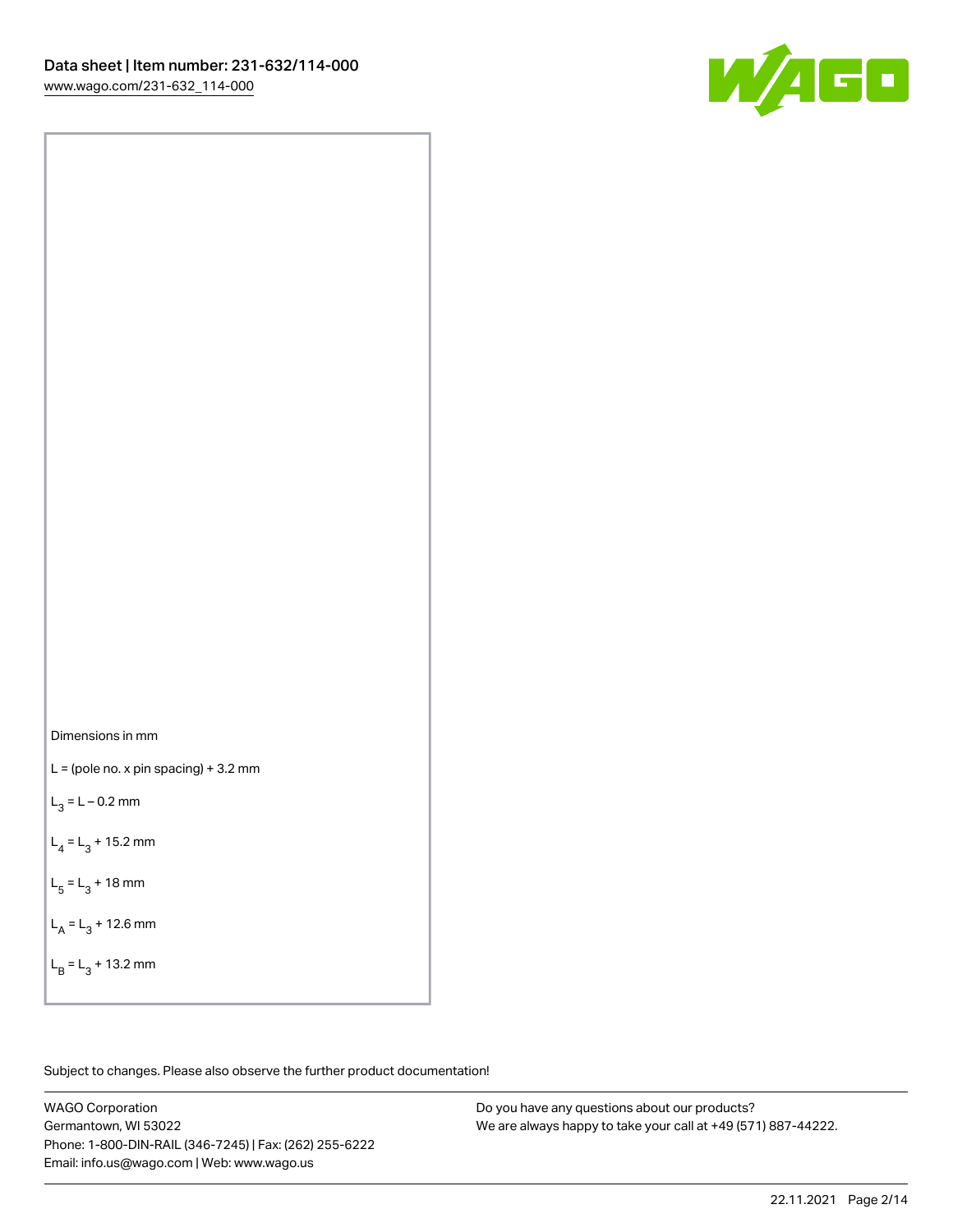Dimensions in mm

$L$ = (pole no. x pin spacing) + 3.2 mm

$L_3 = L - 0.2$ mm

$L_4 = L_3 + 15.2$ mm

$L_5 = L_3 + 18$ mm

$L_A = L_3 + 12.6$ mm

$L_B = L_3 + 13.2$ mm

Subject to changes. Please also observe the further product documentation!

WAGO Corporation
Germantown, WI 53022
Phone: 1-800-DIN-RAIL (346-7245) | Fax: (262) 255-6222
Email: info.us@wago.com | Web: www.wago.us

Do you have any questions about our products?
We are always happy to take your call at +49 (571) 887-44222.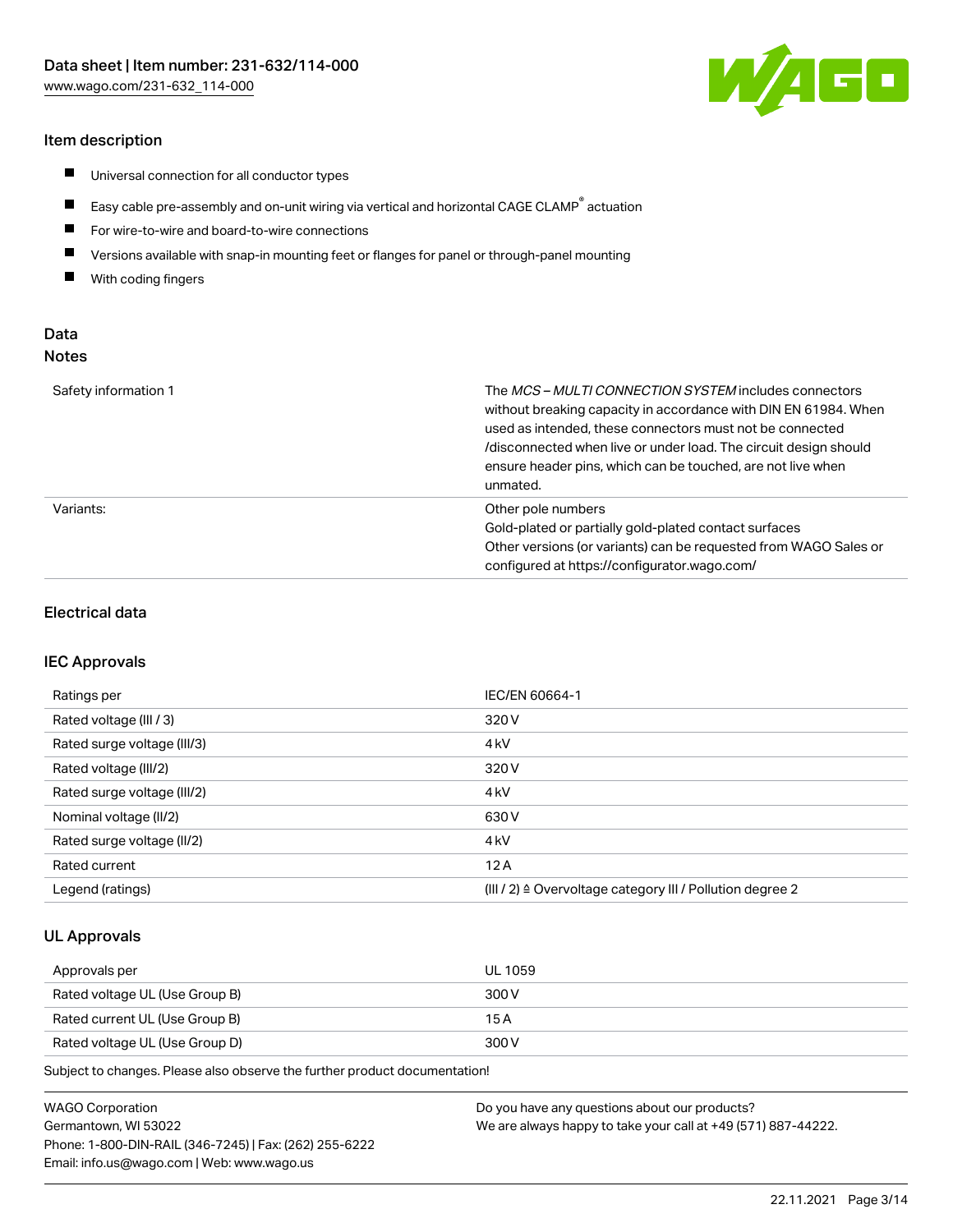## Item description

- Universal connection for all conductor types
- Easy cable pre-assembly and on-unit wiring via vertical and horizontal CAGE CLAMP® actuation
- For wire-to-wire and board-to-wire connections
- Versions available with snap-in mounting feet or flanges for panel or through-panel mounting
- With coding fingers

## Data

### Notes

| | |
|---|---|
| Safety information 1 | The *MCS – MULTI CONNECTION SYSTEM* includes connectors without breaking capacity in accordance with DIN EN 61984. When used as intended, these connectors must not be connected /disconnected when live or under load. The circuit design should ensure header pins, which can be touched, are not live when unmated. |
| Variants: | Other pole numbers<br>Gold-plated or partially gold-plated contact surfaces<br>Other versions (or variants) can be requested from WAGO Sales or configured at https://configurator.wago.com/ |

## Electrical data

### IEC Approvals

| | |
|---|---|
| Ratings per | IEC/EN 60664-1 |
| Rated voltage (III / 3) | 320 V |
| Rated surge voltage (III/3) | 4 kV |
| Rated voltage (III/2) | 320 V |
| Rated surge voltage (III/2) | 4 kV |
| Nominal voltage (II/2) | 630 V |
| Rated surge voltage (II/2) | 4 kV |
| Rated current | 12 A |
| Legend (ratings) | (III / 2) ≙ Overvoltage category III / Pollution degree 2 |

### UL Approvals

| | |
|---|---|
| Approvals per | UL 1059 |
| Rated voltage UL (Use Group B) | 300 V |
| Rated current UL (Use Group B) | 15 A |
| Rated voltage UL (Use Group D) | 300 V |

Subject to changes. Please also observe the further product documentation!

WAGO Corporation
Germantown, WI 53022
Phone: 1-800-DIN-RAIL (346-7245) | Fax: (262) 255-6222
Email: info.us@wago.com | Web: www.wago.us

Do you have any questions about our products?
We are always happy to take your call at +49 (571) 887-44222.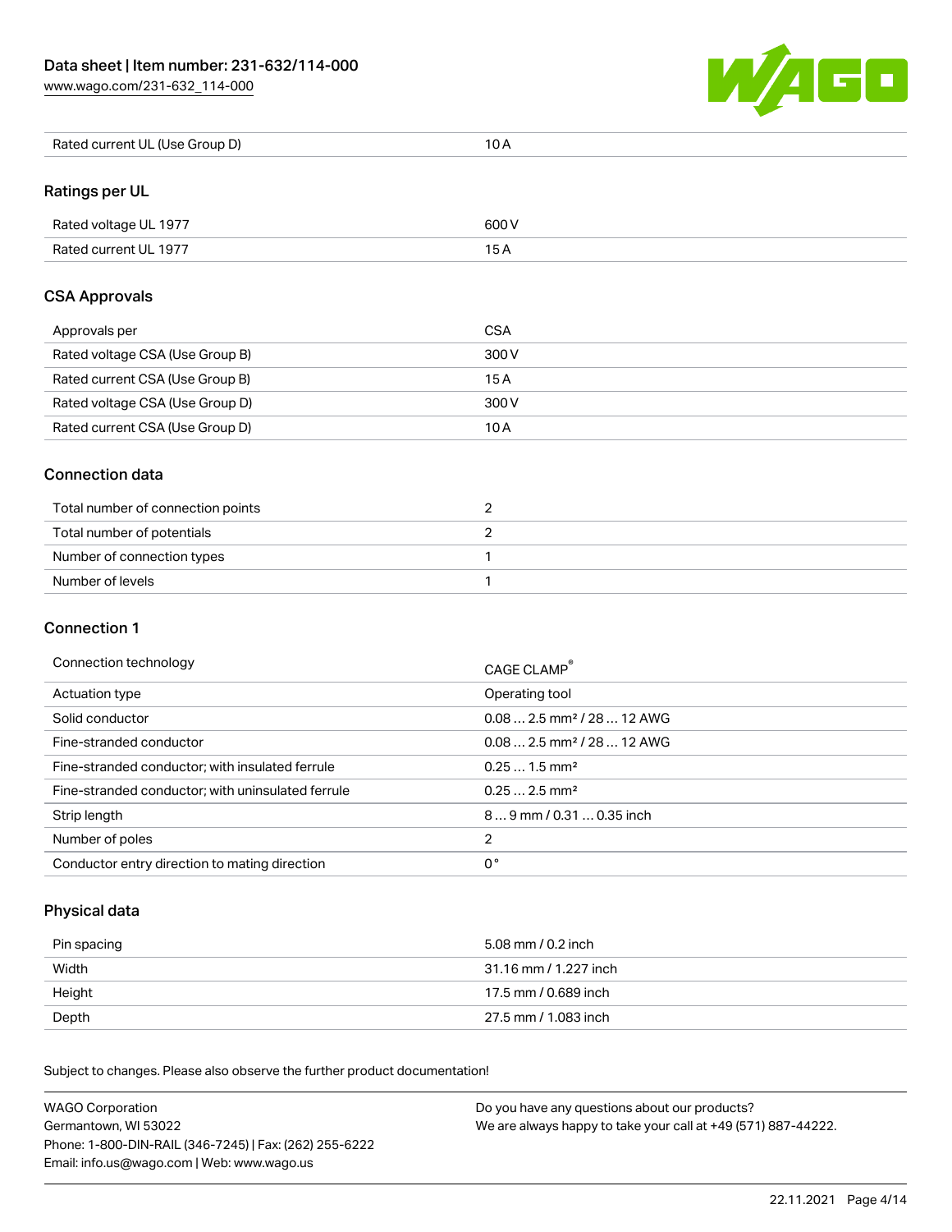| Rated current UL (Use Group D) | 10 A |
| --- | --- |

## Ratings per UL

| Rated voltage UL 1977 | 600 V |
| --- | --- |
| Rated current UL 1977 | 15 A |

## CSA Approvals

| Approvals per | CSA |
| --- | --- |
| Rated voltage CSA (Use Group B) | 300 V |
| Rated current CSA (Use Group B) | 15 A |
| Rated voltage CSA (Use Group D) | 300 V |
| Rated current CSA (Use Group D) | 10 A |

## Connection data

| Total number of connection points | 2 |
| --- | --- |
| Total number of potentials | 2 |
| Number of connection types | 1 |
| Number of levels | 1 |

## Connection 1

| Connection technology | CAGE CLAMP® |
| --- | --- |
| Actuation type | Operating tool |
| Solid conductor | 0.08 … 2.5 mm² / 28 … 12 AWG |
| Fine-stranded conductor | 0.08 … 2.5 mm² / 28 … 12 AWG |
| Fine-stranded conductor; with insulated ferrule | 0.25 … 1.5 mm² |
| Fine-stranded conductor; with uninsulated ferrule | 0.25 … 2.5 mm² |
| Strip length | 8 … 9 mm / 0.31 … 0.35 inch |
| Number of poles | 2 |
| Conductor entry direction to mating direction | 0 ° |

## Physical data

| Pin spacing | 5.08 mm / 0.2 inch |
| --- | --- |
| Width | 31.16 mm / 1.227 inch |
| Height | 17.5 mm / 0.689 inch |
| Depth | 27.5 mm / 1.083 inch |

Subject to changes. Please also observe the further product documentation!

WAGO Corporation
Germantown, WI 53022
Phone: 1-800-DIN-RAIL (346-7245) | Fax: (262) 255-6222
Email: info.us@wago.com | Web: www.wago.us

Do you have any questions about our products?
We are always happy to take your call at +49 (571) 887-44222.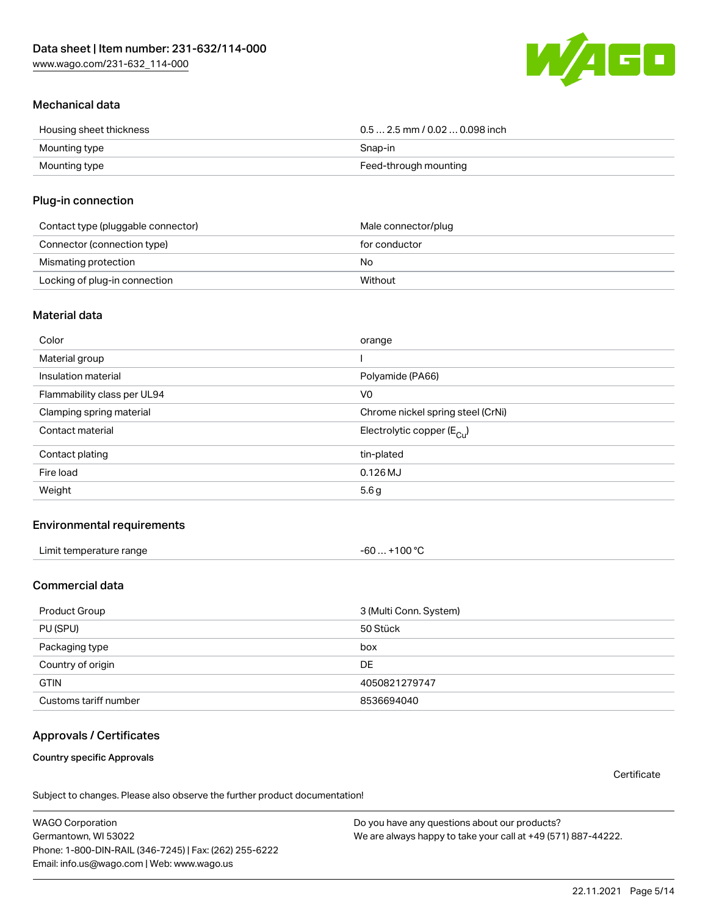## Mechanical data

| | |
|---|---|
| Housing sheet thickness | 0.5 … 2.5 mm / 0.02 … 0.098 inch |
| Mounting type | Snap-in |
| Mounting type | Feed-through mounting |

## Plug-in connection

| | |
|---|---|
| Contact type (pluggable connector) | Male connector/plug |
| Connector (connection type) | for conductor |
| Mismating protection | No |
| Locking of plug-in connection | Without |

## Material data

| | |
|---|---|
| Color | orange |
| Material group | I |
| Insulation material | Polyamide (PA66) |
| Flammability class per UL94 | V0 |
| Clamping spring material | Chrome nickel spring steel (CrNi) |
| Contact material | Electrolytic copper ($E_{Cu}$) |
| Contact plating | tin-plated |
| Fire load | 0.126 MJ |
| Weight | 5.6 g |

## Environmental requirements

| | |
|---|---|
| Limit temperature range | -60 … +100 °C |

## Commercial data

| | |
|---|---|
| Product Group | 3 (Multi Conn. System) |
| PU (SPU) | 50 Stück |
| Packaging type | box |
| Country of origin | DE |
| GTIN | 4050821279747 |
| Customs tariff number | 8536694040 |

## Approvals / Certificates

**Country specific Approvals**

Certificate

Subject to changes. Please also observe the further product documentation!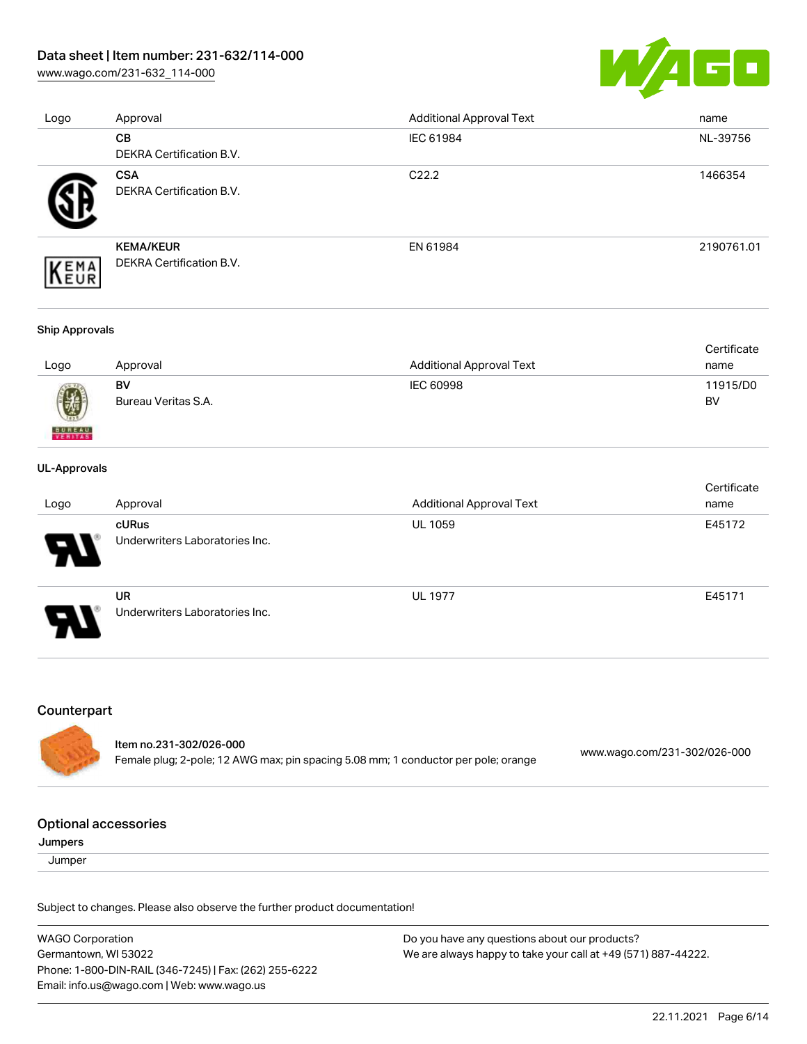| Logo | Approval | Additional Approval Text | name |
| --- | --- | --- | --- |
| | **CB**<br>DEKRA Certification B.V. | IEC 61984 | NL-39756 |
| | **CSA**<br>DEKRA Certification B.V. | C22.2 | 1466354 |
| | **KEMA/KEUR**<br>DEKRA Certification B.V. | EN 61984 | 2190761.01 |

**Ship Approvals**

| Logo | Approval | Additional Approval Text | Certificate name |
| --- | --- | --- | --- |
| | **BV**<br>Bureau Veritas S.A. | IEC 60998 | 11915/D0 BV |

**UL-Approvals**

| Logo | Approval | Additional Approval Text | Certificate name |
| --- | --- | --- | --- |
| | **cURus**<br>Underwriters Laboratories Inc. | UL 1059 | E45172 |
| | **UR**<br>Underwriters Laboratories Inc. | UL 1977 | E45171 |

## Counterpart

**Item no.231-302/026-000**
Female plug; 2-pole; 12 AWG max; pin spacing 5.08 mm; 1 conductor per pole; orange
www.wago.com/231-302/026-000

## Optional accessories

**Jumpers**

Jumper

Subject to changes. Please also observe the further product documentation!

WAGO Corporation
Germantown, WI 53022
Phone: 1-800-DIN-RAIL (346-7245) | Fax: (262) 255-6222
Email: info.us@wago.com | Web: www.wago.us

Do you have any questions about our products?
We are always happy to take your call at +49 (571) 887-44222.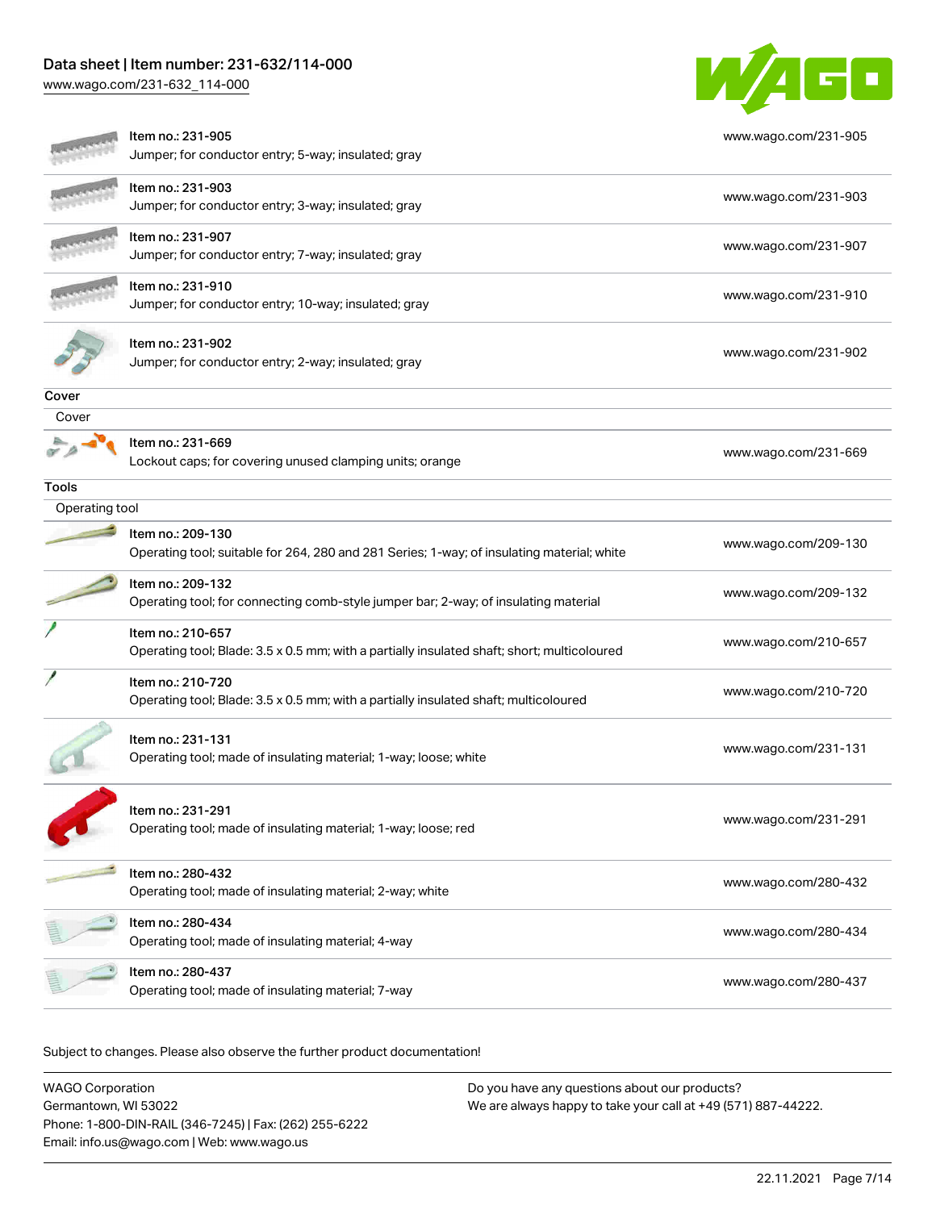| Item | URL |
|---|---|
| Item no.: 231-905<br>Jumper; for conductor entry; 5-way; insulated; gray | www.wago.com/231-905 |
| Item no.: 231-903<br>Jumper; for conductor entry; 3-way; insulated; gray | www.wago.com/231-903 |
| Item no.: 231-907<br>Jumper; for conductor entry; 7-way; insulated; gray | www.wago.com/231-907 |
| Item no.: 231-910<br>Jumper; for conductor entry; 10-way; insulated; gray | www.wago.com/231-910 |
| Item no.: 231-902<br>Jumper; for conductor entry; 2-way; insulated; gray | www.wago.com/231-902 |

## Cover

### Cover

| Item | URL |
|---|---|
| Item no.: 231-669<br>Lockout caps; for covering unused clamping units; orange | www.wago.com/231-669 |

## Tools

### Operating tool

| Item | URL |
|---|---|
| Item no.: 209-130<br>Operating tool; suitable for 264, 280 and 281 Series; 1-way; of insulating material; white | www.wago.com/209-130 |
| Item no.: 209-132<br>Operating tool; for connecting comb-style jumper bar; 2-way; of insulating material | www.wago.com/209-132 |
| Item no.: 210-657<br>Operating tool; Blade: 3.5 x 0.5 mm; with a partially insulated shaft; short; multicoloured | www.wago.com/210-657 |
| Item no.: 210-720<br>Operating tool; Blade: 3.5 x 0.5 mm; with a partially insulated shaft; multicoloured | www.wago.com/210-720 |
| Item no.: 231-131<br>Operating tool; made of insulating material; 1-way; loose; white | www.wago.com/231-131 |
| Item no.: 231-291<br>Operating tool; made of insulating material; 1-way; loose; red | www.wago.com/231-291 |
| Item no.: 280-432<br>Operating tool; made of insulating material; 2-way; white | www.wago.com/280-432 |
| Item no.: 280-434<br>Operating tool; made of insulating material; 4-way | www.wago.com/280-434 |
| Item no.: 280-437<br>Operating tool; made of insulating material; 7-way | www.wago.com/280-437 |

Subject to changes. Please also observe the further product documentation!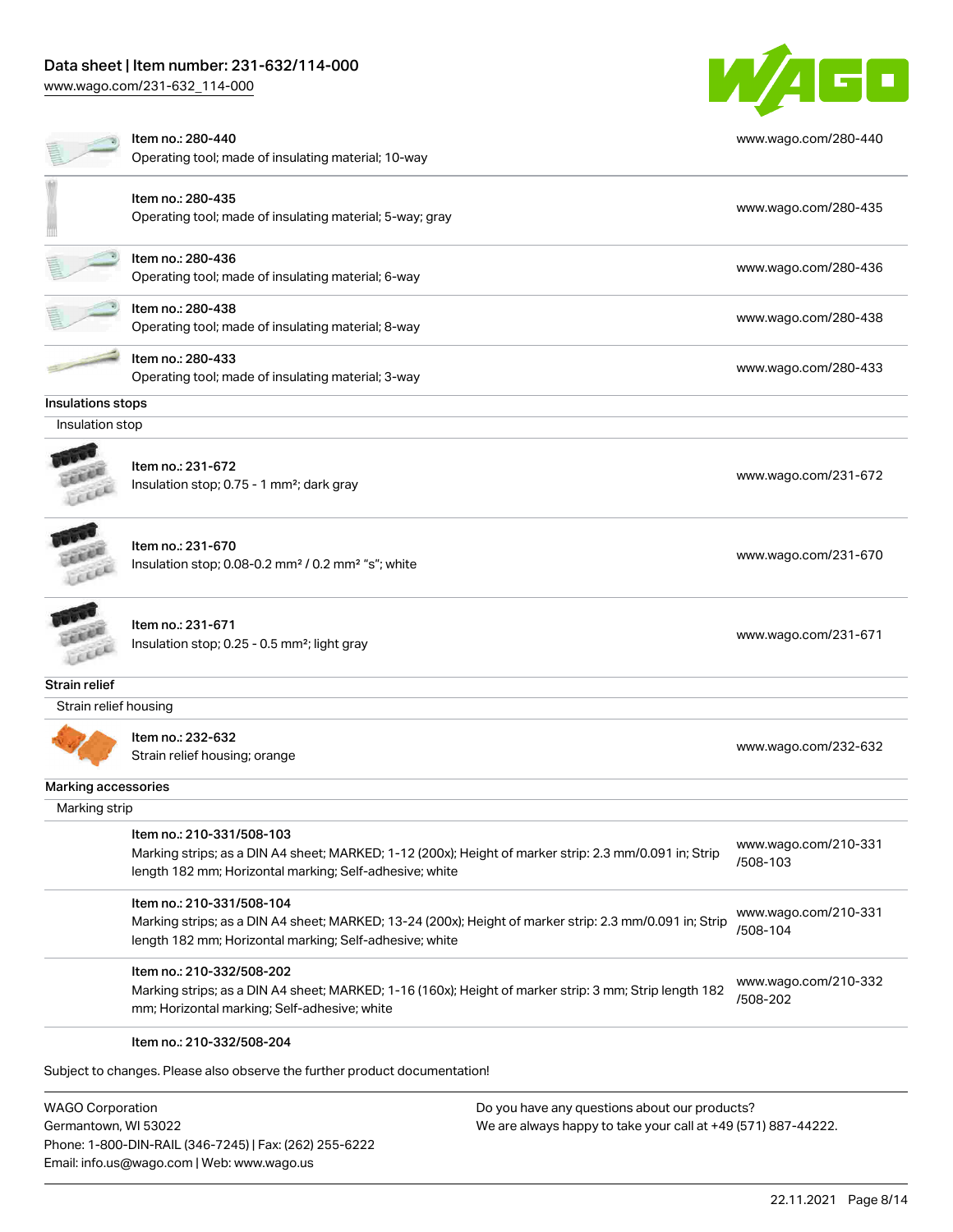| Item | URL |
|---|---|
| Item no.: 280-440<br>Operating tool; made of insulating material; 10-way | www.wago.com/280-440 |
| Item no.: 280-435<br>Operating tool; made of insulating material; 5-way; gray | www.wago.com/280-435 |
| Item no.: 280-436<br>Operating tool; made of insulating material; 6-way | www.wago.com/280-436 |
| Item no.: 280-438<br>Operating tool; made of insulating material; 8-way | www.wago.com/280-438 |
| Item no.: 280-433<br>Operating tool; made of insulating material; 3-way | www.wago.com/280-433 |

### Insulations stops

Insulation stop

| Item | URL |
|---|---|
| Item no.: 231-672<br>Insulation stop; 0.75 - 1 mm²; dark gray | www.wago.com/231-672 |
| Item no.: 231-670<br>Insulation stop; 0.08-0.2 mm² / 0.2 mm² "s"; white | www.wago.com/231-670 |
| Item no.: 231-671<br>Insulation stop; 0.25 - 0.5 mm²; light gray | www.wago.com/231-671 |

### Strain relief

Strain relief housing

| Item | URL |
|---|---|
| Item no.: 232-632<br>Strain relief housing; orange | www.wago.com/232-632 |

### Marking accessories

Marking strip

| Item | URL |
|---|---|
| Item no.: 210-331/508-103<br>Marking strips; as a DIN A4 sheet; MARKED; 1-12 (200x); Height of marker strip: 2.3 mm/0.091 in; Strip length 182 mm; Horizontal marking; Self-adhesive; white | www.wago.com/210-331/508-103 |
| Item no.: 210-331/508-104<br>Marking strips; as a DIN A4 sheet; MARKED; 13-24 (200x); Height of marker strip: 2.3 mm/0.091 in; Strip length 182 mm; Horizontal marking; Self-adhesive; white | www.wago.com/210-331/508-104 |
| Item no.: 210-332/508-202<br>Marking strips; as a DIN A4 sheet; MARKED; 1-16 (160x); Height of marker strip: 3 mm; Strip length 182 mm; Horizontal marking; Self-adhesive; white | www.wago.com/210-332/508-202 |
| Item no.: 210-332/508-204 | |

Subject to changes. Please also observe the further product documentation!

WAGO Corporation
Germantown, WI 53022
Phone: 1-800-DIN-RAIL (346-7245) | Fax: (262) 255-6222
Email: info.us@wago.com | Web: www.wago.us

Do you have any questions about our products?
We are always happy to take your call at +49 (571) 887-44222.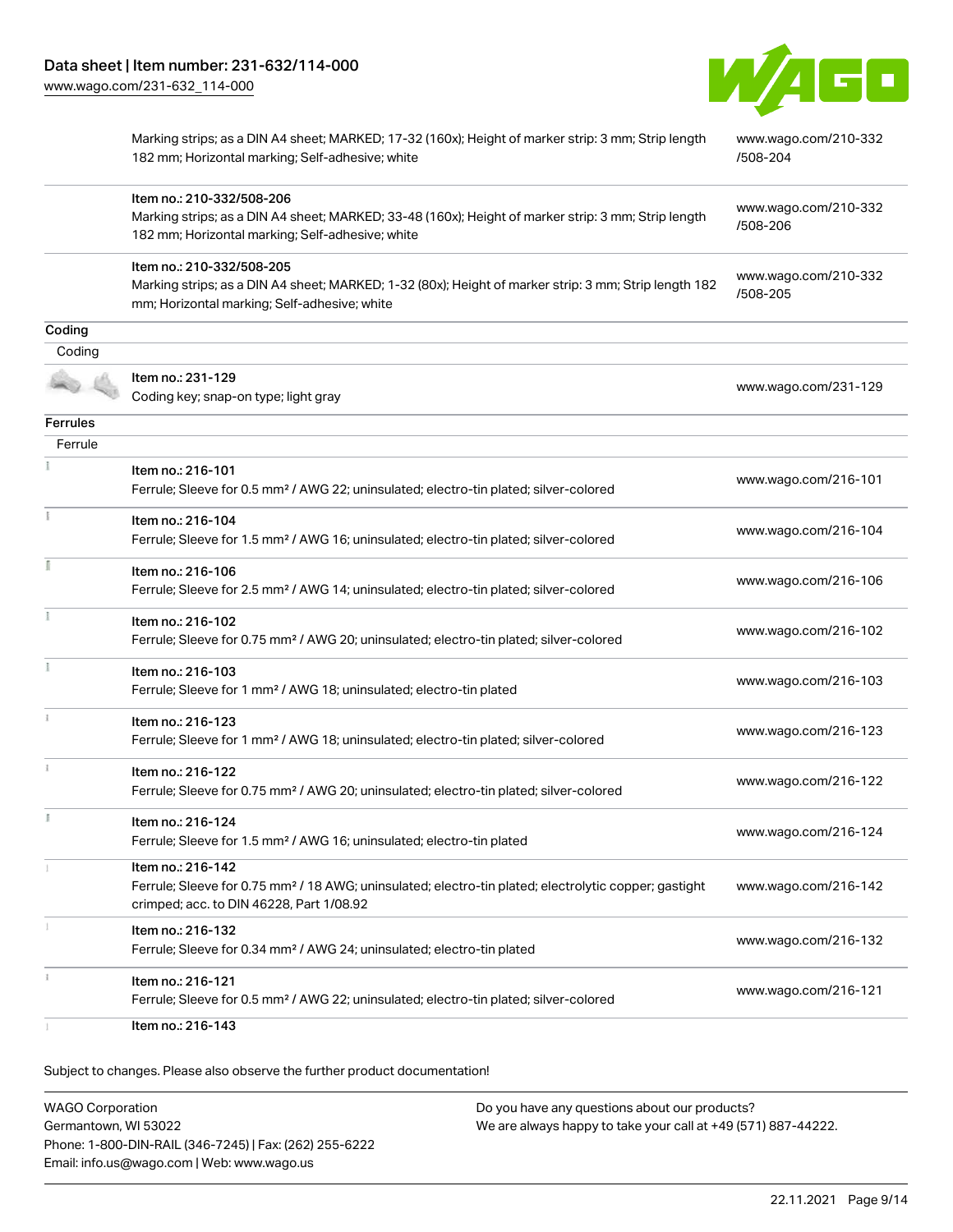| | | |
|---|---|---|
| | Marking strips; as a DIN A4 sheet; MARKED; 17-32 (160x); Height of marker strip: 3 mm; Strip length 182 mm; Horizontal marking; Self-adhesive; white | www.wago.com/210-332/508-204 |
| | Item no.: 210-332/508-206<br>Marking strips; as a DIN A4 sheet; MARKED; 33-48 (160x); Height of marker strip: 3 mm; Strip length 182 mm; Horizontal marking; Self-adhesive; white | www.wago.com/210-332/508-206 |
| | Item no.: 210-332/508-205<br>Marking strips; as a DIN A4 sheet; MARKED; 1-32 (80x); Height of marker strip: 3 mm; Strip length 182 mm; Horizontal marking; Self-adhesive; white | www.wago.com/210-332/508-205 |

## Coding

Coding

| | | |
|---|---|---|
| | Item no.: 231-129<br>Coding key; snap-on type; light gray | www.wago.com/231-129 |

## Ferrules

Ferrule

| | | |
|---|---|---|
| | Item no.: 216-101<br>Ferrule; Sleeve for 0.5 mm² / AWG 22; uninsulated; electro-tin plated; silver-colored | www.wago.com/216-101 |
| | Item no.: 216-104<br>Ferrule; Sleeve for 1.5 mm² / AWG 16; uninsulated; electro-tin plated; silver-colored | www.wago.com/216-104 |
| | Item no.: 216-106<br>Ferrule; Sleeve for 2.5 mm² / AWG 14; uninsulated; electro-tin plated; silver-colored | www.wago.com/216-106 |
| | Item no.: 216-102<br>Ferrule; Sleeve for 0.75 mm² / AWG 20; uninsulated; electro-tin plated; silver-colored | www.wago.com/216-102 |
| | Item no.: 216-103<br>Ferrule; Sleeve for 1 mm² / AWG 18; uninsulated; electro-tin plated | www.wago.com/216-103 |
| | Item no.: 216-123<br>Ferrule; Sleeve for 1 mm² / AWG 18; uninsulated; electro-tin plated; silver-colored | www.wago.com/216-123 |
| | Item no.: 216-122<br>Ferrule; Sleeve for 0.75 mm² / AWG 20; uninsulated; electro-tin plated; silver-colored | www.wago.com/216-122 |
| | Item no.: 216-124<br>Ferrule; Sleeve for 1.5 mm² / AWG 16; uninsulated; electro-tin plated | www.wago.com/216-124 |
| | Item no.: 216-142<br>Ferrule; Sleeve for 0.75 mm² / 18 AWG; uninsulated; electro-tin plated; electrolytic copper; gastight crimped; acc. to DIN 46228, Part 1/08.92 | www.wago.com/216-142 |
| | Item no.: 216-132<br>Ferrule; Sleeve for 0.34 mm² / AWG 24; uninsulated; electro-tin plated | www.wago.com/216-132 |
| | Item no.: 216-121<br>Ferrule; Sleeve for 0.5 mm² / AWG 22; uninsulated; electro-tin plated; silver-colored | www.wago.com/216-121 |
| | Item no.: 216-143 | |

Subject to changes. Please also observe the further product documentation!

WAGO Corporation
Germantown, WI 53022
Phone: 1-800-DIN-RAIL (346-7245) | Fax: (262) 255-6222
Email: info.us@wago.com | Web: www.wago.us

Do you have any questions about our products?
We are always happy to take your call at +49 (571) 887-44222.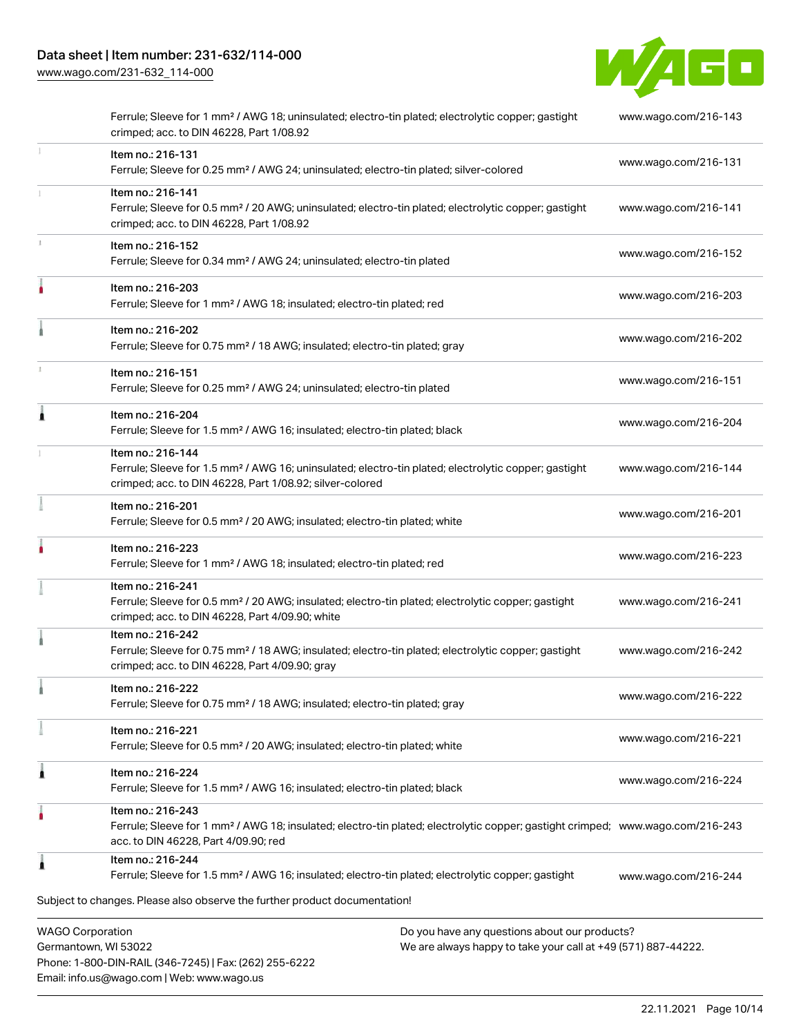| Item | Description | URL |
|---|---|---|
| | Ferrule; Sleeve for 1 mm² / AWG 18; uninsulated; electro-tin plated; electrolytic copper; gastight crimped; acc. to DIN 46228, Part 1/08.92 | www.wago.com/216-143 |
| Item no.: 216-131 | Ferrule; Sleeve for 0.25 mm² / AWG 24; uninsulated; electro-tin plated; silver-colored | www.wago.com/216-131 |
| Item no.: 216-141 | Ferrule; Sleeve for 0.5 mm² / 20 AWG; uninsulated; electro-tin plated; electrolytic copper; gastight crimped; acc. to DIN 46228, Part 1/08.92 | www.wago.com/216-141 |
| Item no.: 216-152 | Ferrule; Sleeve for 0.34 mm² / AWG 24; uninsulated; electro-tin plated | www.wago.com/216-152 |
| Item no.: 216-203 | Ferrule; Sleeve for 1 mm² / AWG 18; insulated; electro-tin plated; red | www.wago.com/216-203 |
| Item no.: 216-202 | Ferrule; Sleeve for 0.75 mm² / 18 AWG; insulated; electro-tin plated; gray | www.wago.com/216-202 |
| Item no.: 216-151 | Ferrule; Sleeve for 0.25 mm² / AWG 24; uninsulated; electro-tin plated | www.wago.com/216-151 |
| Item no.: 216-204 | Ferrule; Sleeve for 1.5 mm² / AWG 16; insulated; electro-tin plated; black | www.wago.com/216-204 |
| Item no.: 216-144 | Ferrule; Sleeve for 1.5 mm² / AWG 16; uninsulated; electro-tin plated; electrolytic copper; gastight crimped; acc. to DIN 46228, Part 1/08.92; silver-colored | www.wago.com/216-144 |
| Item no.: 216-201 | Ferrule; Sleeve for 0.5 mm² / 20 AWG; insulated; electro-tin plated; white | www.wago.com/216-201 |
| Item no.: 216-223 | Ferrule; Sleeve for 1 mm² / AWG 18; insulated; electro-tin plated; red | www.wago.com/216-223 |
| Item no.: 216-241 | Ferrule; Sleeve for 0.5 mm² / 20 AWG; insulated; electro-tin plated; electrolytic copper; gastight crimped; acc. to DIN 46228, Part 4/09.90; white | www.wago.com/216-241 |
| Item no.: 216-242 | Ferrule; Sleeve for 0.75 mm² / 18 AWG; insulated; electro-tin plated; electrolytic copper; gastight crimped; acc. to DIN 46228, Part 4/09.90; gray | www.wago.com/216-242 |
| Item no.: 216-222 | Ferrule; Sleeve for 0.75 mm² / 18 AWG; insulated; electro-tin plated; gray | www.wago.com/216-222 |
| Item no.: 216-221 | Ferrule; Sleeve for 0.5 mm² / 20 AWG; insulated; electro-tin plated; white | www.wago.com/216-221 |
| Item no.: 216-224 | Ferrule; Sleeve for 1.5 mm² / AWG 16; insulated; electro-tin plated; black | www.wago.com/216-224 |
| Item no.: 216-243 | Ferrule; Sleeve for 1 mm² / AWG 18; insulated; electro-tin plated; electrolytic copper; gastight crimped; acc. to DIN 46228, Part 4/09.90; red | www.wago.com/216-243 |
| Item no.: 216-244 | Ferrule; Sleeve for 1.5 mm² / AWG 16; insulated; electro-tin plated; electrolytic copper; gastight | www.wago.com/216-244 |

Subject to changes. Please also observe the further product documentation!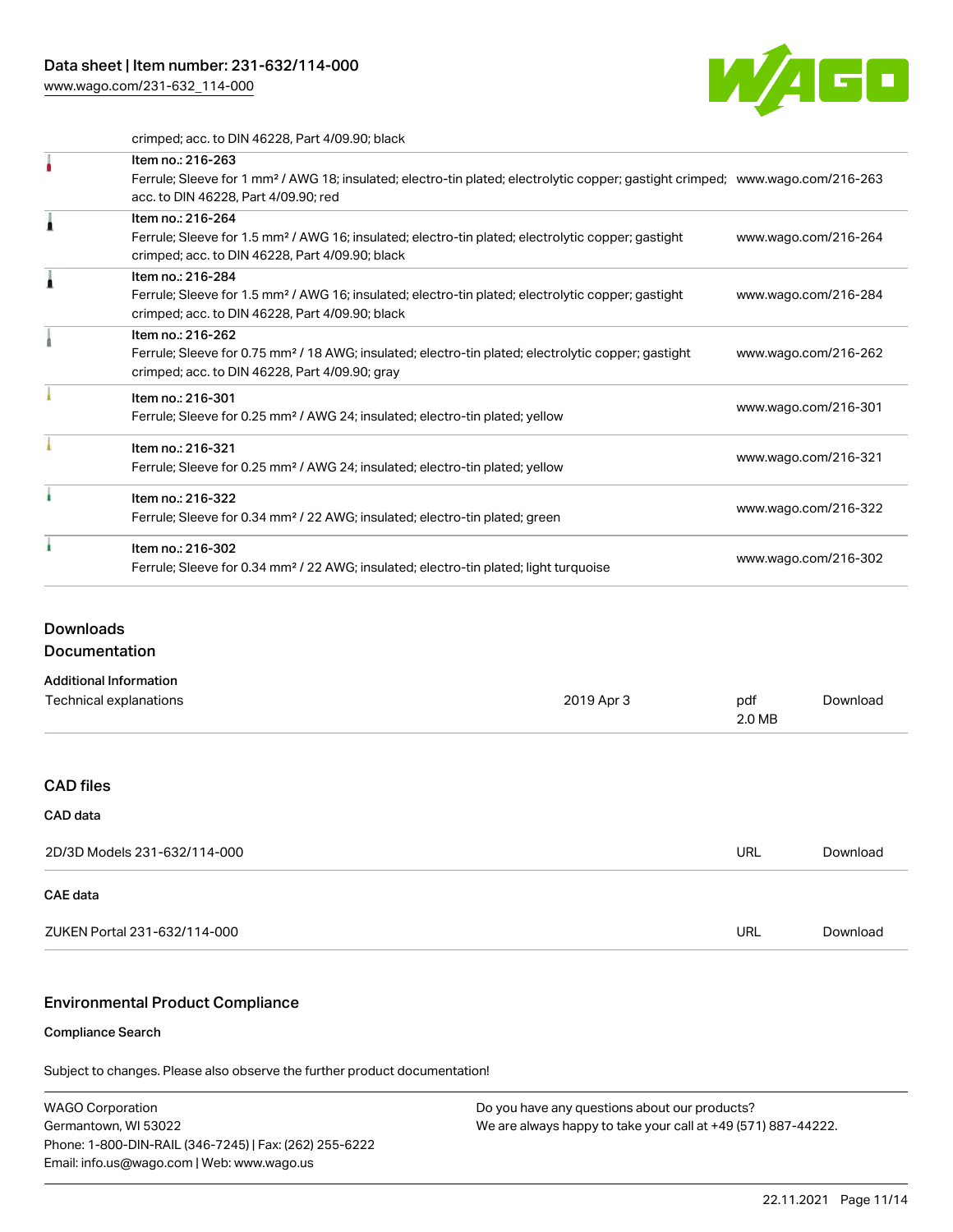crimped; acc. to DIN 46228, Part 4/09.90; black

| | | |
|---|---|---|
| | Item no.: 216-263<br>Ferrule; Sleeve for 1 mm² / AWG 18; insulated; electro-tin plated; electrolytic copper; gastight crimped; acc. to DIN 46228, Part 4/09.90; red | www.wago.com/216-263 |
| | Item no.: 216-264<br>Ferrule; Sleeve for 1.5 mm² / AWG 16; insulated; electro-tin plated; electrolytic copper; gastight crimped; acc. to DIN 46228, Part 4/09.90; black | www.wago.com/216-264 |
| | Item no.: 216-284<br>Ferrule; Sleeve for 1.5 mm² / AWG 16; insulated; electro-tin plated; electrolytic copper; gastight crimped; acc. to DIN 46228, Part 4/09.90; black | www.wago.com/216-284 |
| | Item no.: 216-262<br>Ferrule; Sleeve for 0.75 mm² / 18 AWG; insulated; electro-tin plated; electrolytic copper; gastight crimped; acc. to DIN 46228, Part 4/09.90; gray | www.wago.com/216-262 |
| | Item no.: 216-301<br>Ferrule; Sleeve for 0.25 mm² / AWG 24; insulated; electro-tin plated; yellow | www.wago.com/216-301 |
| | Item no.: 216-321<br>Ferrule; Sleeve for 0.25 mm² / AWG 24; insulated; electro-tin plated; yellow | www.wago.com/216-321 |
| | Item no.: 216-322<br>Ferrule; Sleeve for 0.34 mm² / 22 AWG; insulated; electro-tin plated; green | www.wago.com/216-322 |
| | Item no.: 216-302<br>Ferrule; Sleeve for 0.34 mm² / 22 AWG; insulated; electro-tin plated; light turquoise | www.wago.com/216-302 |

## Downloads

### Documentation

**Additional Information**

| | | | |
|---|---|---|---|
| Technical explanations | 2019 Apr 3 | pdf<br>2.0 MB | Download |

### CAD files

**CAD data**

| | | |
|---|---|---|
| 2D/3D Models 231-632/114-000 | URL | Download |

**CAE data**

| | | |
|---|---|---|
| ZUKEN Portal 231-632/114-000 | URL | Download |

### Environmental Product Compliance

**Compliance Search**

Subject to changes. Please also observe the further product documentation!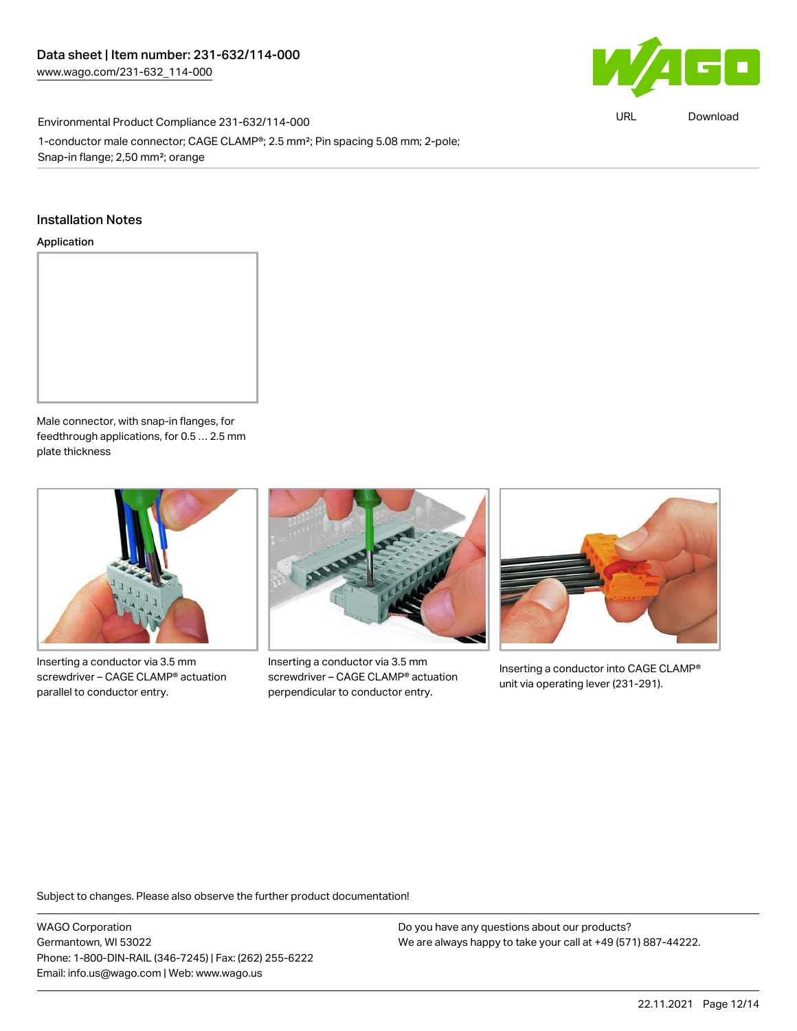Environmental Product Compliance 231-632/114-000

1-conductor male connector; CAGE CLAMP®; 2.5 mm²; Pin spacing 5.08 mm; 2-pole; Snap-in flange; 2,50 mm²; orange

## Installation Notes

### Application

Male connector, with snap-in flanges, for feedthrough applications, for 0.5 … 2.5 mm plate thickness

Inserting a conductor via 3.5 mm screwdriver – CAGE CLAMP® actuation parallel to conductor entry.

Inserting a conductor via 3.5 mm screwdriver – CAGE CLAMP® actuation perpendicular to conductor entry.

Inserting a conductor into CAGE CLAMP® unit via operating lever (231-291).

Subject to changes. Please also observe the further product documentation!

WAGO Corporation
Germantown, WI 53022
Phone: 1-800-DIN-RAIL (346-7245) | Fax: (262) 255-6222
Email: info.us@wago.com | Web: www.wago.us

Do you have any questions about our products?
We are always happy to take your call at +49 (571) 887-44222.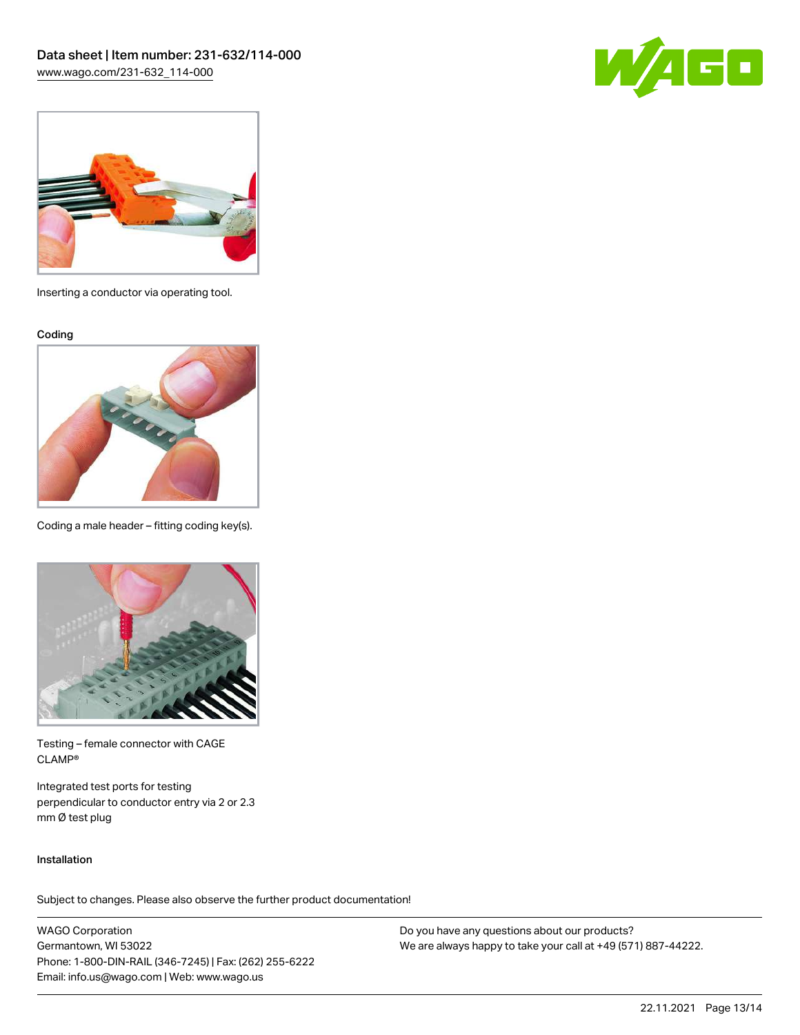Inserting a conductor via operating tool.

Coding

Coding a male header – fitting coding key(s).

Testing – female connector with CAGE CLAMP®

Integrated test ports for testing perpendicular to conductor entry via 2 or 2.3 mm Ø test plug

Installation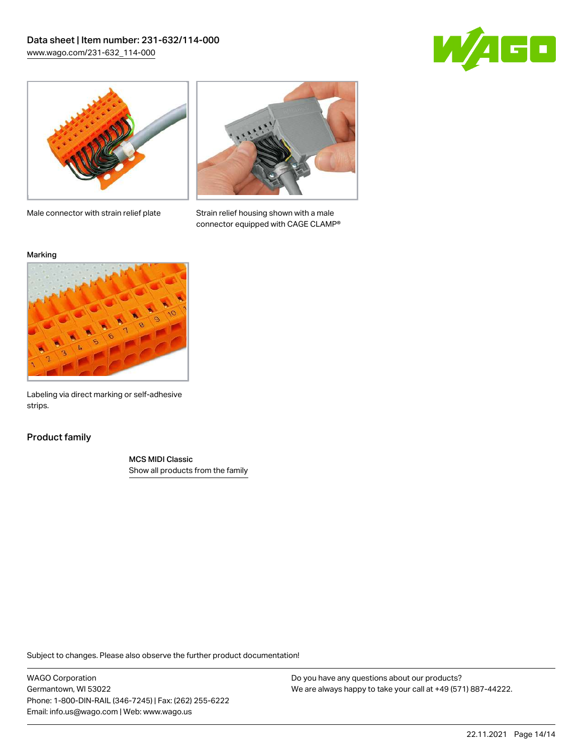Male connector with strain relief plate

Strain relief housing shown with a male connector equipped with CAGE CLAMP®

Marking

Labeling via direct marking or self-adhesive strips.

## Product family

MCS MIDI Classic
Show all products from the family

Subject to changes. Please also observe the further product documentation!

WAGO Corporation
Germantown, WI 53022
Phone: 1-800-DIN-RAIL (346-7245) | Fax: (262) 255-6222
Email: info.us@wago.com | Web: www.wago.us

Do you have any questions about our products?
We are always happy to take your call at +49 (571) 887-44222.